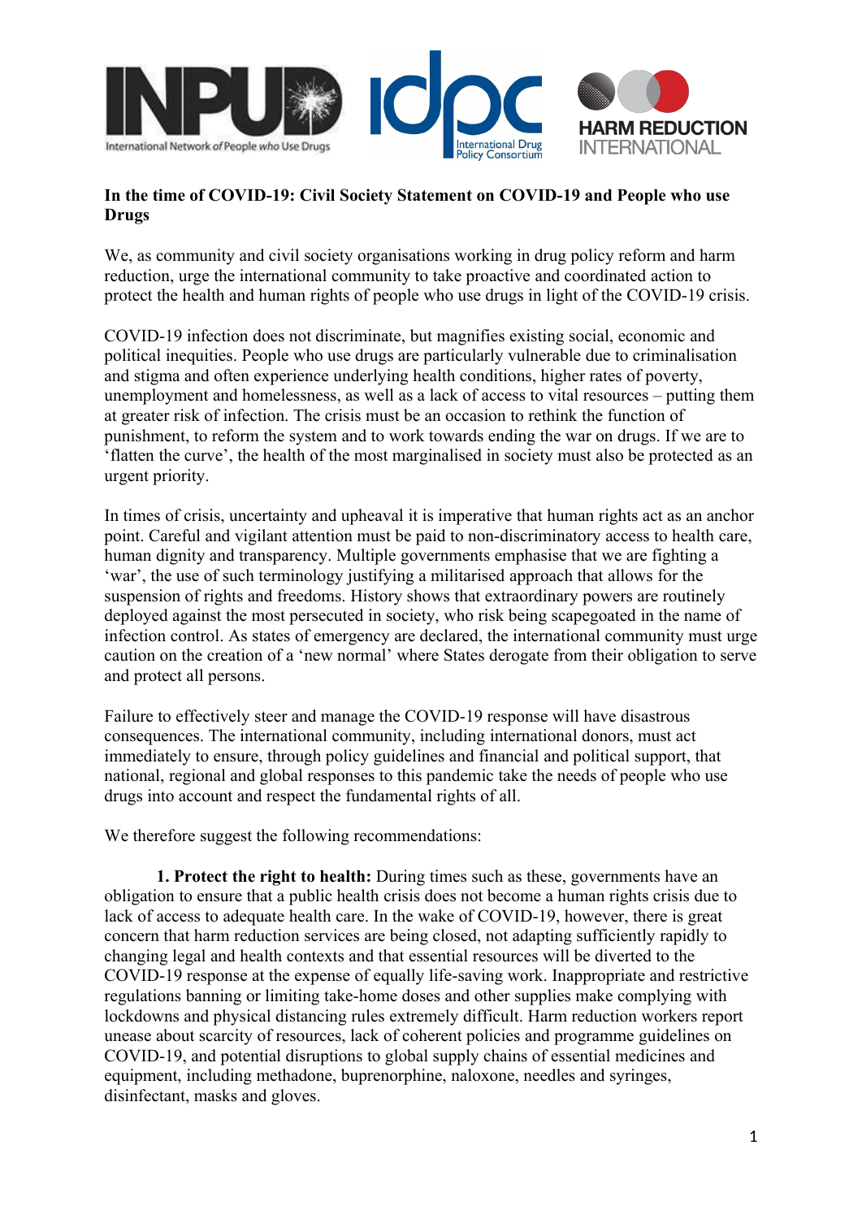**In the time of COVID-19: Civil Society Statement on COVID-19 and People who use Drugs**

We, as community and civil society organisations working in drug policy reform and harm reduction, urge the international community to take proactive and coordinated action to protect the health and human rights of people who use drugs in light of the COVID-19 crisis.

COVID-19 infection does not discriminate, but magnifies existing social, economic and political inequities. People who use drugs are particularly vulnerable due to criminalisation and stigma and often experience underlying health conditions, higher rates of poverty, unemployment and homelessness, as well as a lack of access to vital resources – putting them at greater risk of infection. The crisis must be an occasion to rethink the function of punishment, to reform the system and to work towards ending the war on drugs. If we are to 'flatten the curve', the health of the most marginalised in society must also be protected as an urgent priority.

In times of crisis, uncertainty and upheaval it is imperative that human rights act as an anchor point. Careful and vigilant attention must be paid to non-discriminatory access to health care, human dignity and transparency. Multiple governments emphasise that we are fighting a 'war', the use of such terminology justifying a militarised approach that allows for the suspension of rights and freedoms. History shows that extraordinary powers are routinely deployed against the most persecuted in society, who risk being scapegoated in the name of infection control. As states of emergency are declared, the international community must urge caution on the creation of a 'new normal' where States derogate from their obligation to serve and protect all persons.

Failure to effectively steer and manage the COVID-19 response will have disastrous consequences. The international community, including international donors, must act immediately to ensure, through policy guidelines and financial and political support, that national, regional and global responses to this pandemic take the needs of people who use drugs into account and respect the fundamental rights of all.

We therefore suggest the following recommendations:

**1. Protect the right to health:** During times such as these, governments have an obligation to ensure that a public health crisis does not become a human rights crisis due to lack of access to adequate health care. In the wake of COVID-19, however, there is great concern that harm reduction services are being closed, not adapting sufficiently rapidly to changing legal and health contexts and that essential resources will be diverted to the COVID-19 response at the expense of equally life-saving work. Inappropriate and restrictive regulations banning or limiting take-home doses and other supplies make complying with lockdowns and physical distancing rules extremely difficult. Harm reduction workers report unease about scarcity of resources, lack of coherent policies and programme guidelines on COVID-19, and potential disruptions to global supply chains of essential medicines and equipment, including methadone, buprenorphine, naloxone, needles and syringes, disinfectant, masks and gloves.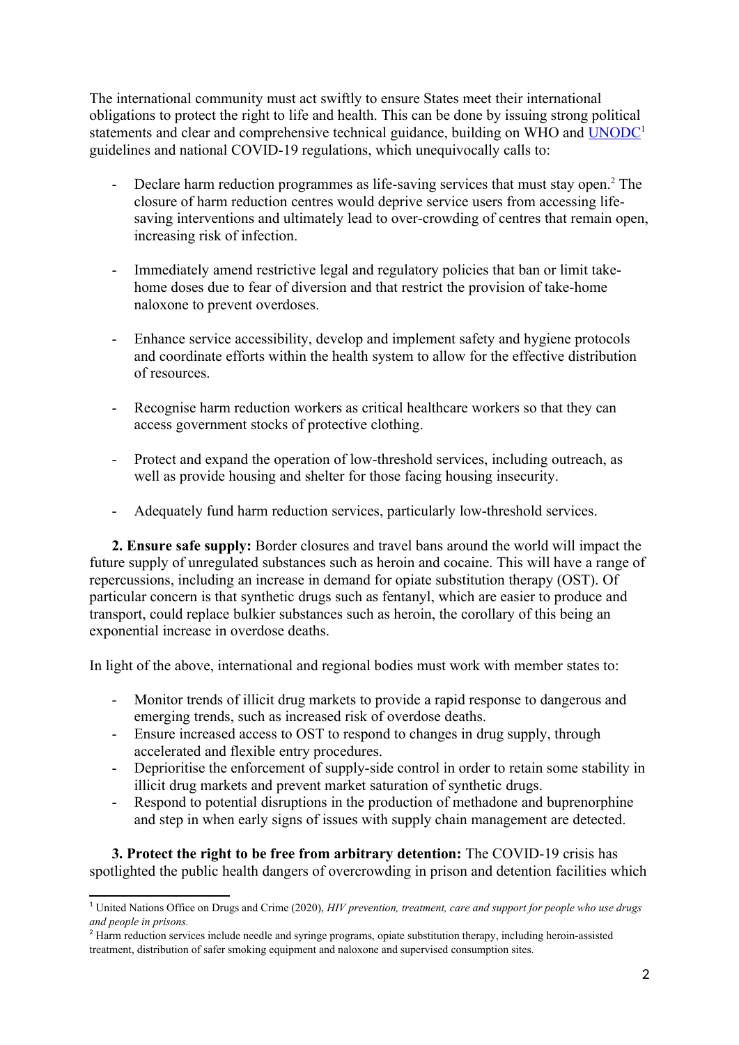The international community must act swiftly to ensure States meet their international obligations to protect the right to life and health. This can be done by issuing strong political statements and clear and comprehensive technical guidance, building on WHO and [UNODC][1] guidelines and national COVID-19 regulations, which unequivocally calls to:

- Declare harm reduction programmes as life-saving services that must stay open.[2] The closure of harm reduction centres would deprive service users from accessing life-saving interventions and ultimately lead to over-crowding of centres that remain open, increasing risk of infection.

- Immediately amend restrictive legal and regulatory policies that ban or limit take-home doses due to fear of diversion and that restrict the provision of take-home naloxone to prevent overdoses.

- Enhance service accessibility, develop and implement safety and hygiene protocols and coordinate efforts within the health system to allow for the effective distribution of resources.

- Recognise harm reduction workers as critical healthcare workers so that they can access government stocks of protective clothing.

- Protect and expand the operation of low-threshold services, including outreach, as well as provide housing and shelter for those facing housing insecurity.

- Adequately fund harm reduction services, particularly low-threshold services.

**2. Ensure safe supply:** Border closures and travel bans around the world will impact the future supply of unregulated substances such as heroin and cocaine. This will have a range of repercussions, including an increase in demand for opiate substitution therapy (OST). Of particular concern is that synthetic drugs such as fentanyl, which are easier to produce and transport, could replace bulkier substances such as heroin, the corollary of this being an exponential increase in overdose deaths.

In light of the above, international and regional bodies must work with member states to:

- Monitor trends of illicit drug markets to provide a rapid response to dangerous and emerging trends, such as increased risk of overdose deaths.
- Ensure increased access to OST to respond to changes in drug supply, through accelerated and flexible entry procedures.
- Deprioritise the enforcement of supply-side control in order to retain some stability in illicit drug markets and prevent market saturation of synthetic drugs.
- Respond to potential disruptions in the production of methadone and buprenorphine and step in when early signs of issues with supply chain management are detected.

**3. Protect the right to be free from arbitrary detention:** The COVID-19 crisis has spotlighted the public health dangers of overcrowding in prison and detention facilities which

---

[1] United Nations Office on Drugs and Crime (2020), *HIV prevention, treatment, care and support for people who use drugs and people in prisons.*

[2] Harm reduction services include needle and syringe programs, opiate substitution therapy, including heroin-assisted treatment, distribution of safer smoking equipment and naloxone and supervised consumption sites.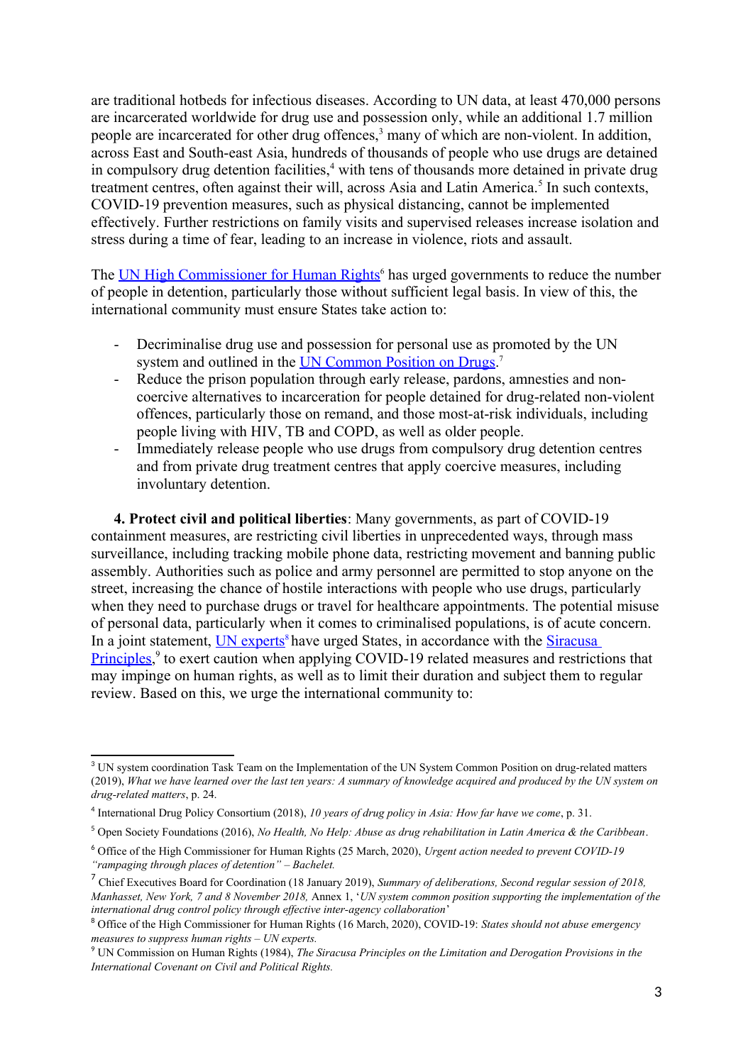are traditional hotbeds for infectious diseases. According to UN data, at least 470,000 persons are incarcerated worldwide for drug use and possession only, while an additional 1.7 million people are incarcerated for other drug offences,[3] many of which are non-violent. In addition, across East and South-east Asia, hundreds of thousands of people who use drugs are detained in compulsory drug detention facilities,[4] with tens of thousands more detained in private drug treatment centres, often against their will, across Asia and Latin America.[5] In such contexts, COVID-19 prevention measures, such as physical distancing, cannot be implemented effectively. Further restrictions on family visits and supervised releases increase isolation and stress during a time of fear, leading to an increase in violence, riots and assault.

The [UN High Commissioner for Human Rights](#)[6] has urged governments to reduce the number of people in detention, particularly those without sufficient legal basis. In view of this, the international community must ensure States take action to:

- Decriminalise drug use and possession for personal use as promoted by the UN system and outlined in the [UN Common Position on Drugs](#).[7]
- Reduce the prison population through early release, pardons, amnesties and non-coercive alternatives to incarceration for people detained for drug-related non-violent offences, particularly those on remand, and those most-at-risk individuals, including people living with HIV, TB and COPD, as well as older people.
- Immediately release people who use drugs from compulsory drug detention centres and from private drug treatment centres that apply coercive measures, including involuntary detention.

**4. Protect civil and political liberties**: Many governments, as part of COVID-19 containment measures, are restricting civil liberties in unprecedented ways, through mass surveillance, including tracking mobile phone data, restricting movement and banning public assembly. Authorities such as police and army personnel are permitted to stop anyone on the street, increasing the chance of hostile interactions with people who use drugs, particularly when they need to purchase drugs or travel for healthcare appointments. The potential misuse of personal data, particularly when it comes to criminalised populations, is of acute concern. In a joint statement, [UN experts](#)[8] have urged States, in accordance with the [Siracusa Principles](#),[9] to exert caution when applying COVID-19 related measures and restrictions that may impinge on human rights, as well as to limit their duration and subject them to regular review. Based on this, we urge the international community to:

---

[3] UN system coordination Task Team on the Implementation of the UN System Common Position on drug-related matters (2019), *What we have learned over the last ten years: A summary of knowledge acquired and produced by the UN system on drug-related matters*, p. 24.

[4] International Drug Policy Consortium (2018), *10 years of drug policy in Asia: How far have we come*, p. 31.

[5] Open Society Foundations (2016), *No Health, No Help: Abuse as drug rehabilitation in Latin America & the Caribbean*.

[6] Office of the High Commissioner for Human Rights (25 March, 2020), *Urgent action needed to prevent COVID-19 "rampaging through places of detention" – Bachelet.*

[7] Chief Executives Board for Coordination (18 January 2019), *Summary of deliberations, Second regular session of 2018, Manhasset, New York, 7 and 8 November 2018,* Annex 1, '*UN system common position supporting the implementation of the international drug control policy through effective inter-agency collaboration*'

[8] Office of the High Commissioner for Human Rights (16 March, 2020), COVID-19: *States should not abuse emergency measures to suppress human rights – UN experts.*

[9] UN Commission on Human Rights (1984), *The Siracusa Principles on the Limitation and Derogation Provisions in the International Covenant on Civil and Political Rights.*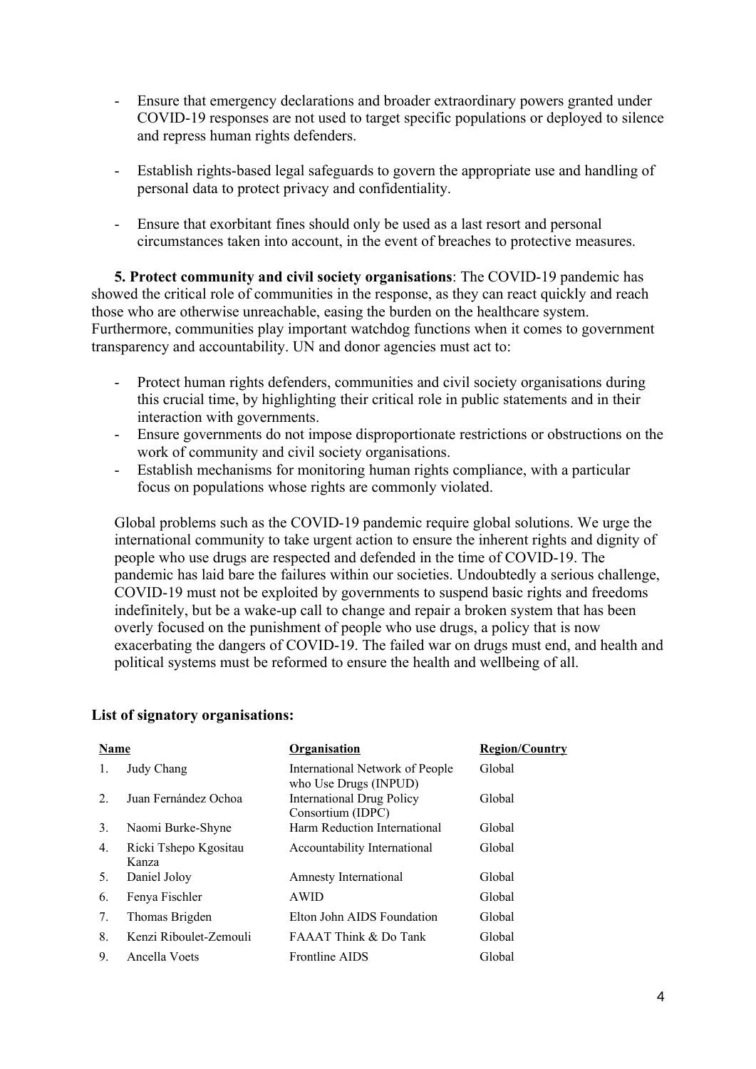- Ensure that emergency declarations and broader extraordinary powers granted under COVID-19 responses are not used to target specific populations or deployed to silence and repress human rights defenders.

- Establish rights-based legal safeguards to govern the appropriate use and handling of personal data to protect privacy and confidentiality.

- Ensure that exorbitant fines should only be used as a last resort and personal circumstances taken into account, in the event of breaches to protective measures.

**5. Protect community and civil society organisations**: The COVID-19 pandemic has showed the critical role of communities in the response, as they can react quickly and reach those who are otherwise unreachable, easing the burden on the healthcare system. Furthermore, communities play important watchdog functions when it comes to government transparency and accountability. UN and donor agencies must act to:

- Protect human rights defenders, communities and civil society organisations during this crucial time, by highlighting their critical role in public statements and in their interaction with governments.
- Ensure governments do not impose disproportionate restrictions or obstructions on the work of community and civil society organisations.
- Establish mechanisms for monitoring human rights compliance, with a particular focus on populations whose rights are commonly violated.

Global problems such as the COVID-19 pandemic require global solutions. We urge the international community to take urgent action to ensure the inherent rights and dignity of people who use drugs are respected and defended in the time of COVID-19. The pandemic has laid bare the failures within our societies. Undoubtedly a serious challenge, COVID-19 must not be exploited by governments to suspend basic rights and freedoms indefinitely, but be a wake-up call to change and repair a broken system that has been overly focused on the punishment of people who use drugs, a policy that is now exacerbating the dangers of COVID-19. The failed war on drugs must end, and health and political systems must be reformed to ensure the health and wellbeing of all.

**List of signatory organisations:**

| | Name | Organisation | Region/Country |
|---|---|---|---|
| 1. | Judy Chang | International Network of People who Use Drugs (INPUD) | Global |
| 2. | Juan Fernández Ochoa | International Drug Policy Consortium (IDPC) | Global |
| 3. | Naomi Burke-Shyne | Harm Reduction International | Global |
| 4. | Ricki Tshepo Kgositau Kanza | Accountability International | Global |
| 5. | Daniel Joloy | Amnesty International | Global |
| 6. | Fenya Fischler | AWID | Global |
| 7. | Thomas Brigden | Elton John AIDS Foundation | Global |
| 8. | Kenzi Riboulet-Zemouli | FAAAT Think & Do Tank | Global |
| 9. | Ancella Voets | Frontline AIDS | Global |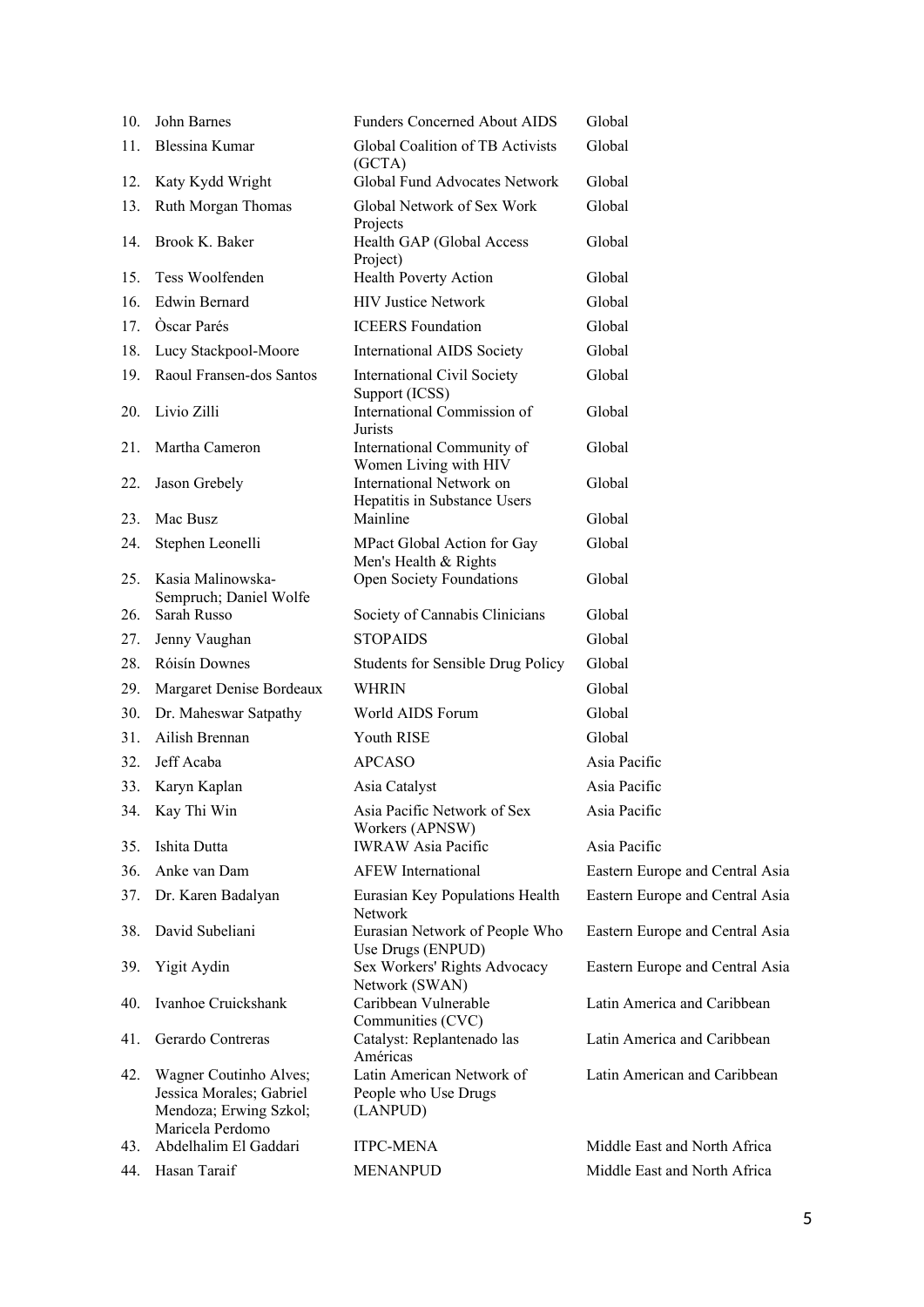| | | | |
|---|---|---|---|
| 10. | John Barnes | Funders Concerned About AIDS | Global |
| 11. | Blessina Kumar | Global Coalition of TB Activists (GCTA) | Global |
| 12. | Katy Kydd Wright | Global Fund Advocates Network | Global |
| 13. | Ruth Morgan Thomas | Global Network of Sex Work Projects | Global |
| 14. | Brook K. Baker | Health GAP (Global Access Project) | Global |
| 15. | Tess Woolfenden | Health Poverty Action | Global |
| 16. | Edwin Bernard | HIV Justice Network | Global |
| 17. | Òscar Parés | ICEERS Foundation | Global |
| 18. | Lucy Stackpool-Moore | International AIDS Society | Global |
| 19. | Raoul Fransen-dos Santos | International Civil Society Support (ICSS) | Global |
| 20. | Livio Zilli | International Commission of Jurists | Global |
| 21. | Martha Cameron | International Community of Women Living with HIV | Global |
| 22. | Jason Grebely | International Network on Hepatitis in Substance Users | Global |
| 23. | Mac Busz | Mainline | Global |
| 24. | Stephen Leonelli | MPact Global Action for Gay Men's Health & Rights | Global |
| 25. | Kasia Malinowska-Sempruch; Daniel Wolfe | Open Society Foundations | Global |
| 26. | Sarah Russo | Society of Cannabis Clinicians | Global |
| 27. | Jenny Vaughan | STOPAIDS | Global |
| 28. | Róisín Downes | Students for Sensible Drug Policy | Global |
| 29. | Margaret Denise Bordeaux | WHRIN | Global |
| 30. | Dr. Maheswar Satpathy | World AIDS Forum | Global |
| 31. | Ailish Brennan | Youth RISE | Global |
| 32. | Jeff Acaba | APCASO | Asia Pacific |
| 33. | Karyn Kaplan | Asia Catalyst | Asia Pacific |
| 34. | Kay Thi Win | Asia Pacific Network of Sex Workers (APNSW) | Asia Pacific |
| 35. | Ishita Dutta | IWRAW Asia Pacific | Asia Pacific |
| 36. | Anke van Dam | AFEW International | Eastern Europe and Central Asia |
| 37. | Dr. Karen Badalyan | Eurasian Key Populations Health Network | Eastern Europe and Central Asia |
| 38. | David Subeliani | Eurasian Network of People Who Use Drugs (ENPUD) | Eastern Europe and Central Asia |
| 39. | Yigit Aydin | Sex Workers' Rights Advocacy Network (SWAN) | Eastern Europe and Central Asia |
| 40. | Ivanhoe Cruickshank | Caribbean Vulnerable Communities (CVC) | Latin America and Caribbean |
| 41. | Gerardo Contreras | Catalyst: Replantenado las Américas | Latin America and Caribbean |
| 42. | Wagner Coutinho Alves; Jessica Morales; Gabriel Mendoza; Erwing Szkol; Maricela Perdomo | Latin American Network of People who Use Drugs (LANPUD) | Latin American and Caribbean |
| 43. | Abdelhalim El Gaddari | ITPC-MENA | Middle East and North Africa |
| 44. | Hasan Taraif | MENANPUD | Middle East and North Africa |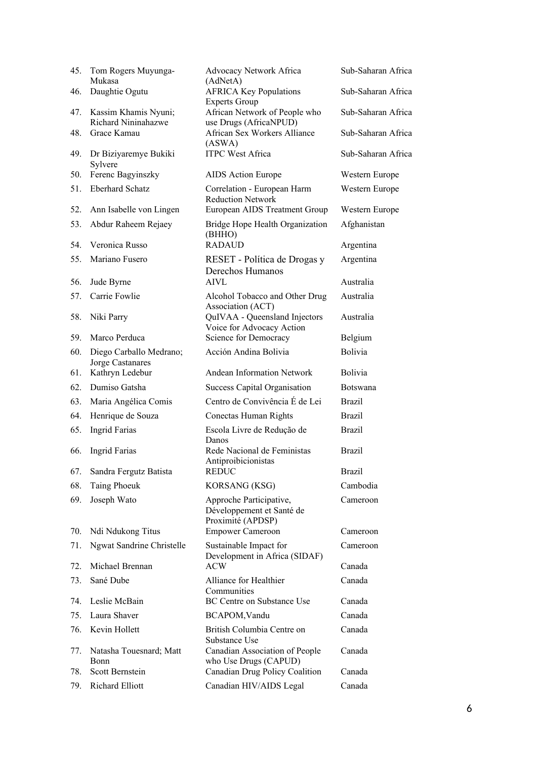| | | | |
|---|---|---|---|
| 45. | Tom Rogers Muyunga-Mukasa | Advocacy Network Africa (AdNetA) | Sub-Saharan Africa |
| 46. | Daughtie Ogutu | AFRICA Key Populations Experts Group | Sub-Saharan Africa |
| 47. | Kassim Khamis Nyuni; Richard Nininahazwe | African Network of People who use Drugs (AfricaNPUD) | Sub-Saharan Africa |
| 48. | Grace Kamau | African Sex Workers Alliance (ASWA) | Sub-Saharan Africa |
| 49. | Dr Biziyaremye Bukiki Sylvere | ITPC West Africa | Sub-Saharan Africa |
| 50. | Ferenc Bagyinszky | AIDS Action Europe | Western Europe |
| 51. | Eberhard Schatz | Correlation - European Harm Reduction Network | Western Europe |
| 52. | Ann Isabelle von Lingen | European AIDS Treatment Group | Western Europe |
| 53. | Abdur Raheem Rejaey | Bridge Hope Health Organization (BHHO) | Afghanistan |
| 54. | Veronica Russo | RADAUD | Argentina |
| 55. | Mariano Fusero | RESET - Política de Drogas y Derechos Humanos | Argentina |
| 56. | Jude Byrne | AIVL | Australia |
| 57. | Carrie Fowlie | Alcohol Tobacco and Other Drug Association (ACT) | Australia |
| 58. | Niki Parry | QuIVAA - Queensland Injectors Voice for Advocacy Action | Australia |
| 59. | Marco Perduca | Science for Democracy | Belgium |
| 60. | Diego Carballo Medrano; Jorge Castanares | Acción Andina Bolivia | Bolivia |
| 61. | Kathryn Ledebur | Andean Information Network | Bolivia |
| 62. | Dumiso Gatsha | Success Capital Organisation | Botswana |
| 63. | Maria Angélica Comis | Centro de Convivência É de Lei | Brazil |
| 64. | Henrique de Souza | Conectas Human Rights | Brazil |
| 65. | Ingrid Farias | Escola Livre de Redução de Danos | Brazil |
| 66. | Ingrid Farias | Rede Nacional de Feministas Antiproibicionistas | Brazil |
| 67. | Sandra Fergutz Batista | REDUC | Brazil |
| 68. | Taing Phoeuk | KORSANG (KSG) | Cambodia |
| 69. | Joseph Wato | Approche Participative, Développement et Santé de Proximité (APDSP) | Cameroon |
| 70. | Ndi Ndukong Titus | Empower Cameroon | Cameroon |
| 71. | Ngwat Sandrine Christelle | Sustainable Impact for Development in Africa (SIDAF) | Cameroon |
| 72. | Michael Brennan | ACW | Canada |
| 73. | Sané Dube | Alliance for Healthier Communities | Canada |
| 74. | Leslie McBain | BC Centre on Substance Use | Canada |
| 75. | Laura Shaver | BCAPOM,Vandu | Canada |
| 76. | Kevin Hollett | British Columbia Centre on Substance Use | Canada |
| 77. | Natasha Touesnard; Matt Bonn | Canadian Association of People who Use Drugs (CAPUD) | Canada |
| 78. | Scott Bernstein | Canadian Drug Policy Coalition | Canada |
| 79. | Richard Elliott | Canadian HIV/AIDS Legal | Canada |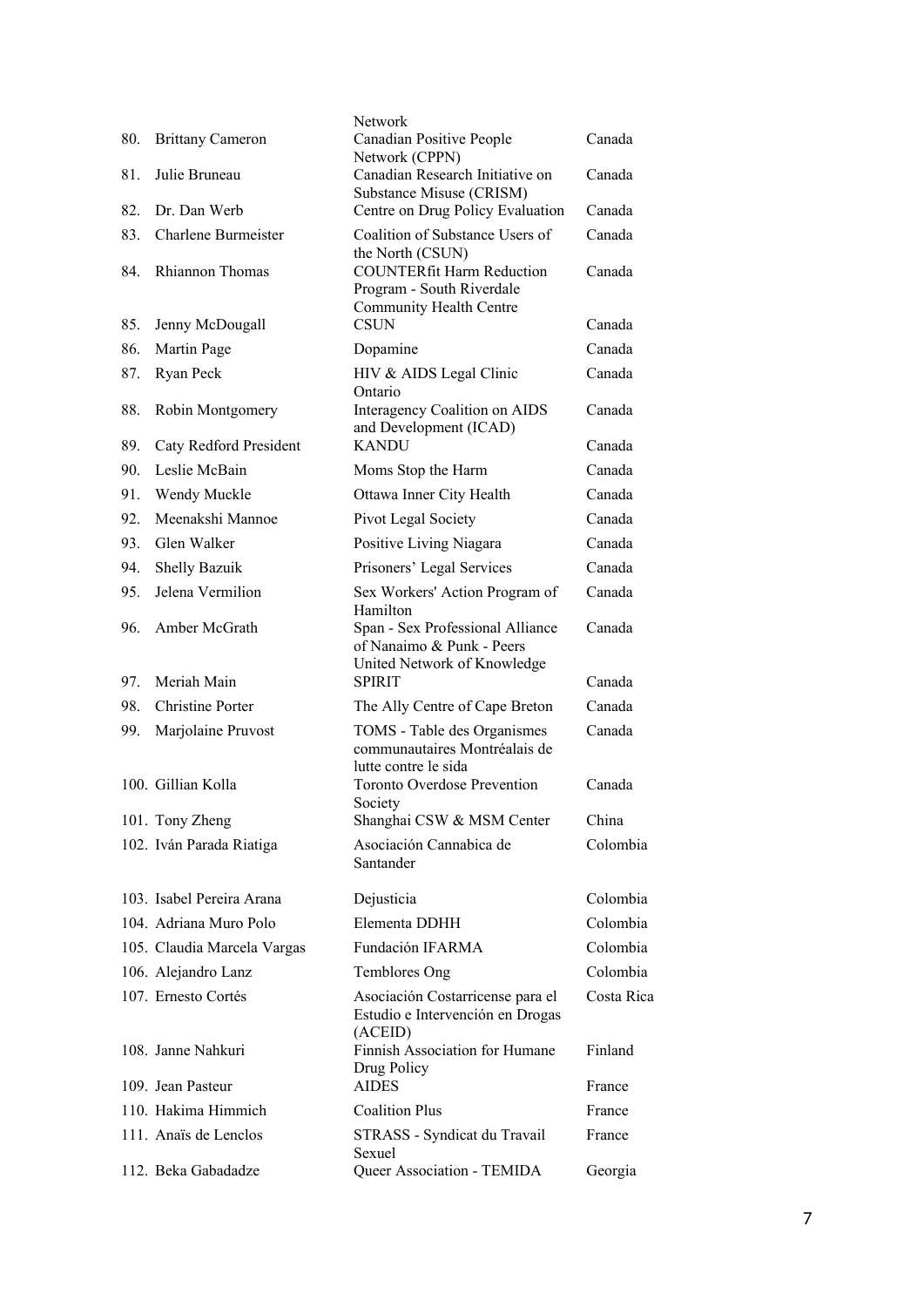| | | | |
|---|---|---|---|
| | | Network | |
| 80. | Brittany Cameron | Canadian Positive People Network (CPPN) | Canada |
| 81. | Julie Bruneau | Canadian Research Initiative on Substance Misuse (CRISM) | Canada |
| 82. | Dr. Dan Werb | Centre on Drug Policy Evaluation | Canada |
| 83. | Charlene Burmeister | Coalition of Substance Users of the North (CSUN) | Canada |
| 84. | Rhiannon Thomas | COUNTERfit Harm Reduction Program - South Riverdale Community Health Centre | Canada |
| 85. | Jenny McDougall | CSUN | Canada |
| 86. | Martin Page | Dopamine | Canada |
| 87. | Ryan Peck | HIV & AIDS Legal Clinic Ontario | Canada |
| 88. | Robin Montgomery | Interagency Coalition on AIDS and Development (ICAD) | Canada |
| 89. | Caty Redford President | KANDU | Canada |
| 90. | Leslie McBain | Moms Stop the Harm | Canada |
| 91. | Wendy Muckle | Ottawa Inner City Health | Canada |
| 92. | Meenakshi Mannoe | Pivot Legal Society | Canada |
| 93. | Glen Walker | Positive Living Niagara | Canada |
| 94. | Shelly Bazuik | Prisoners' Legal Services | Canada |
| 95. | Jelena Vermilion | Sex Workers' Action Program of Hamilton | Canada |
| 96. | Amber McGrath | Span - Sex Professional Alliance of Nanaimo & Punk - Peers United Network of Knowledge | Canada |
| 97. | Meriah Main | SPIRIT | Canada |
| 98. | Christine Porter | The Ally Centre of Cape Breton | Canada |
| 99. | Marjolaine Pruvost | TOMS - Table des Organismes communautaires Montréalais de lutte contre le sida | Canada |
| 100. | Gillian Kolla | Toronto Overdose Prevention Society | Canada |
| 101. | Tony Zheng | Shanghai CSW & MSM Center | China |
| 102. | Iván Parada Riatiga | Asociación Cannabica de Santander | Colombia |
| 103. | Isabel Pereira Arana | Dejusticia | Colombia |
| 104. | Adriana Muro Polo | Elementa DDHH | Colombia |
| 105. | Claudia Marcela Vargas | Fundación IFARMA | Colombia |
| 106. | Alejandro Lanz | Temblores Ong | Colombia |
| 107. | Ernesto Cortés | Asociación Costarricense para el Estudio e Intervención en Drogas (ACEID) | Costa Rica |
| 108. | Janne Nahkuri | Finnish Association for Humane Drug Policy | Finland |
| 109. | Jean Pasteur | AIDES | France |
| 110. | Hakima Himmich | Coalition Plus | France |
| 111. | Anaïs de Lenclos | STRASS - Syndicat du Travail Sexuel | France |
| 112. | Beka Gabadadze | Queer Association - TEMIDA | Georgia |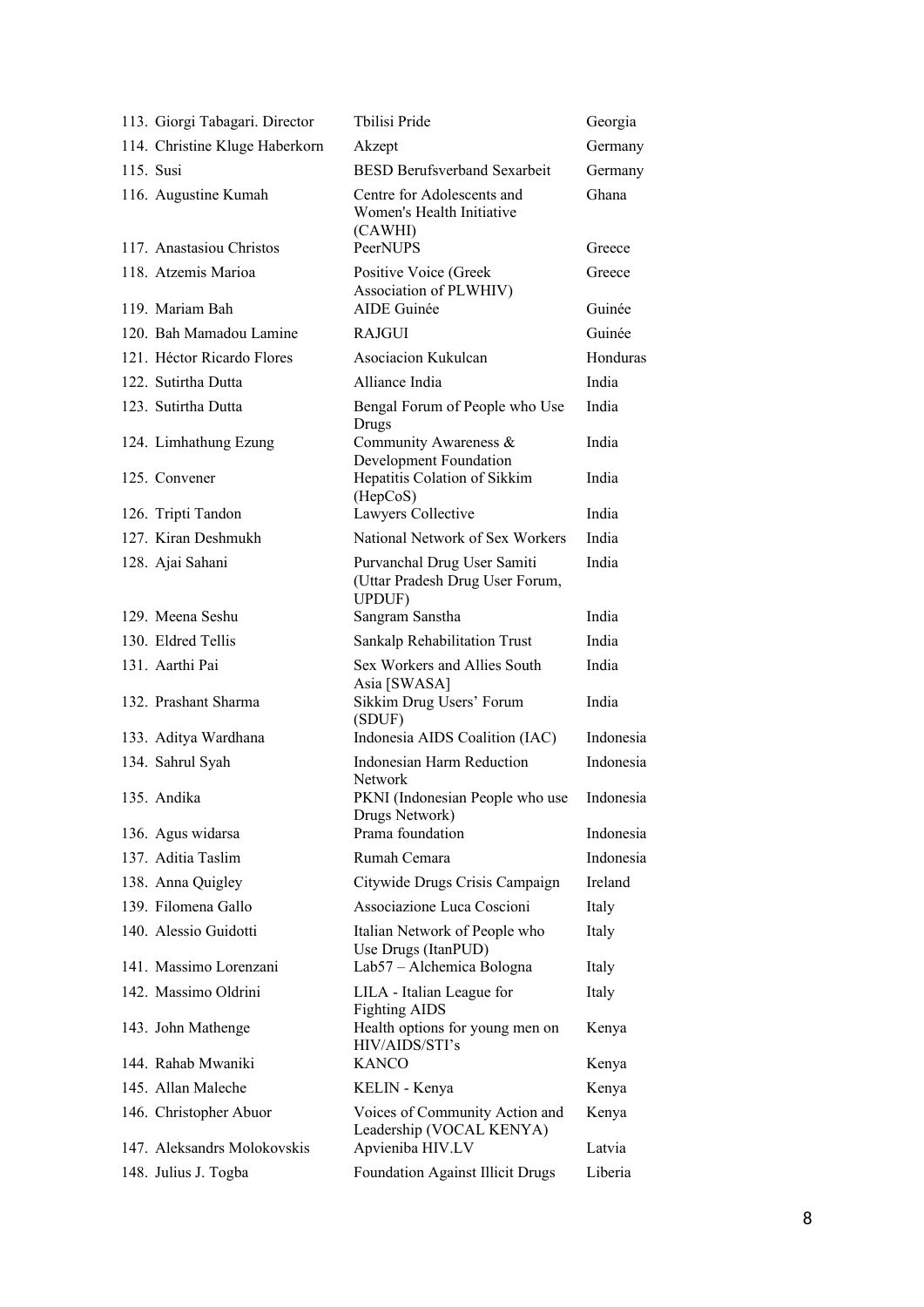| | | |
|---|---|---|
| 113. Giorgi Tabagari. Director | Tbilisi Pride | Georgia |
| 114. Christine Kluge Haberkorn | Akzept | Germany |
| 115. Susi | BESD Berufsverband Sexarbeit | Germany |
| 116. Augustine Kumah | Centre for Adolescents and Women's Health Initiative (CAWHI) | Ghana |
| 117. Anastasiou Christos | PeerNUPS | Greece |
| 118. Atzemis Marioa | Positive Voice (Greek Association of PLWHIV) | Greece |
| 119. Mariam Bah | AIDE Guinée | Guinée |
| 120. Bah Mamadou Lamine | RAJGUI | Guinée |
| 121. Héctor Ricardo Flores | Asociacion Kukulcan | Honduras |
| 122. Sutirtha Dutta | Alliance India | India |
| 123. Sutirtha Dutta | Bengal Forum of People who Use Drugs | India |
| 124. Limhathung Ezung | Community Awareness & Development Foundation | India |
| 125. Convener | Hepatitis Colation of Sikkim (HepCoS) | India |
| 126. Tripti Tandon | Lawyers Collective | India |
| 127. Kiran Deshmukh | National Network of Sex Workers | India |
| 128. Ajai Sahani | Purvanchal Drug User Samiti (Uttar Pradesh Drug User Forum, UPDUF) | India |
| 129. Meena Seshu | Sangram Sanstha | India |
| 130. Eldred Tellis | Sankalp Rehabilitation Trust | India |
| 131. Aarthi Pai | Sex Workers and Allies South Asia [SWASA] | India |
| 132. Prashant Sharma | Sikkim Drug Users' Forum (SDUF) | India |
| 133. Aditya Wardhana | Indonesia AIDS Coalition (IAC) | Indonesia |
| 134. Sahrul Syah | Indonesian Harm Reduction Network | Indonesia |
| 135. Andika | PKNI (Indonesian People who use Drugs Network) | Indonesia |
| 136. Agus widarsa | Prama foundation | Indonesia |
| 137. Aditia Taslim | Rumah Cemara | Indonesia |
| 138. Anna Quigley | Citywide Drugs Crisis Campaign | Ireland |
| 139. Filomena Gallo | Associazione Luca Coscioni | Italy |
| 140. Alessio Guidotti | Italian Network of People who Use Drugs (ItanPUD) | Italy |
| 141. Massimo Lorenzani | Lab57 – Alchemica Bologna | Italy |
| 142. Massimo Oldrini | LILA - Italian League for Fighting AIDS | Italy |
| 143. John Mathenge | Health options for young men on HIV/AIDS/STI's | Kenya |
| 144. Rahab Mwaniki | KANCO | Kenya |
| 145. Allan Maleche | KELIN - Kenya | Kenya |
| 146. Christopher Abuor | Voices of Community Action and Leadership (VOCAL KENYA) | Kenya |
| 147. Aleksandrs Molokovskis | Apvieniba HIV.LV | Latvia |
| 148. Julius J. Togba | Foundation Against Illicit Drugs | Liberia |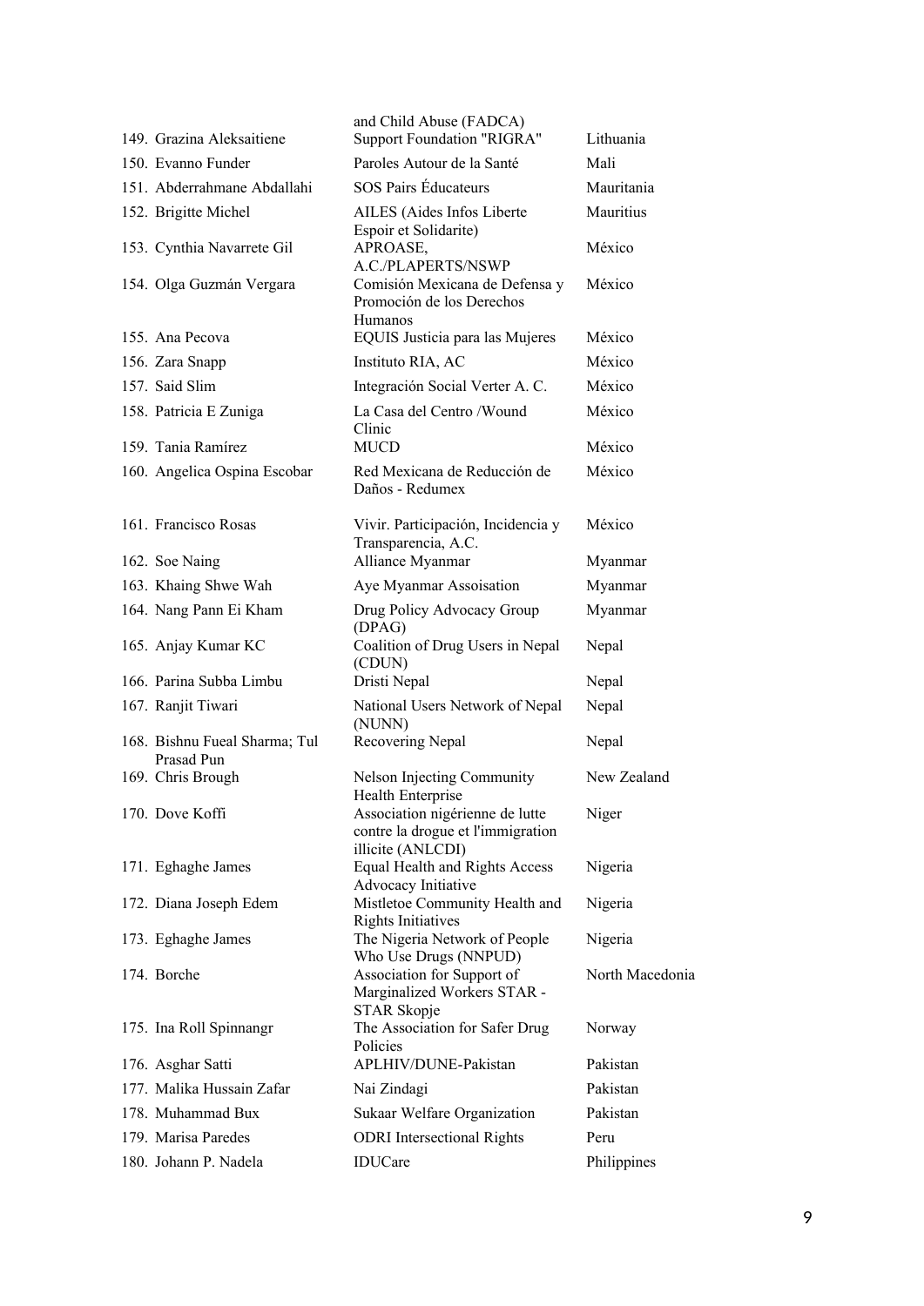|  |  |  |
|---|---|---|
|  | and Child Abuse (FADCA) |  |
| 149. Grazina Aleksaitiene | Support Foundation "RIGRA" | Lithuania |
| 150. Evanno Funder | Paroles Autour de la Santé | Mali |
| 151. Abderrahmane Abdallahi | SOS Pairs Éducateurs | Mauritania |
| 152. Brigitte Michel | AILES (Aides Infos Liberte Espoir et Solidarite) | Mauritius |
| 153. Cynthia Navarrete Gil | APROASE, A.C./PLAPERTS/NSWP | México |
| 154. Olga Guzmán Vergara | Comisión Mexicana de Defensa y Promoción de los Derechos Humanos | México |
| 155. Ana Pecova | EQUIS Justicia para las Mujeres | México |
| 156. Zara Snapp | Instituto RIA, AC | México |
| 157. Said Slim | Integración Social Verter A. C. | México |
| 158. Patricia E Zuniga | La Casa del Centro /Wound Clinic | México |
| 159. Tania Ramírez | MUCD | México |
| 160. Angelica Ospina Escobar | Red Mexicana de Reducción de Daños - Redumex | México |
| 161. Francisco Rosas | Vivir. Participación, Incidencia y Transparencia, A.C. | México |
| 162. Soe Naing | Alliance Myanmar | Myanmar |
| 163. Khaing Shwe Wah | Aye Myanmar Assoisation | Myanmar |
| 164. Nang Pann Ei Kham | Drug Policy Advocacy Group (DPAG) | Myanmar |
| 165. Anjay Kumar KC | Coalition of Drug Users in Nepal (CDUN) | Nepal |
| 166. Parina Subba Limbu | Dristi Nepal | Nepal |
| 167. Ranjit Tiwari | National Users Network of Nepal (NUNN) | Nepal |
| 168. Bishnu Fueal Sharma; Tul Prasad Pun | Recovering Nepal | Nepal |
| 169. Chris Brough | Nelson Injecting Community Health Enterprise | New Zealand |
| 170. Dove Koffi | Association nigérienne de lutte contre la drogue et l'immigration illicite (ANLCDI) | Niger |
| 171. Eghaghe James | Equal Health and Rights Access Advocacy Initiative | Nigeria |
| 172. Diana Joseph Edem | Mistletoe Community Health and Rights Initiatives | Nigeria |
| 173. Eghaghe James | The Nigeria Network of People Who Use Drugs (NNPUD) | Nigeria |
| 174. Borche | Association for Support of Marginalized Workers STAR - STAR Skopje | North Macedonia |
| 175. Ina Roll Spinnangr | The Association for Safer Drug Policies | Norway |
| 176. Asghar Satti | APLHIV/DUNE-Pakistan | Pakistan |
| 177. Malika Hussain Zafar | Nai Zindagi | Pakistan |
| 178. Muhammad Bux | Sukaar Welfare Organization | Pakistan |
| 179. Marisa Paredes | ODRI Intersectional Rights | Peru |
| 180. Johann P. Nadela | IDUCare | Philippines |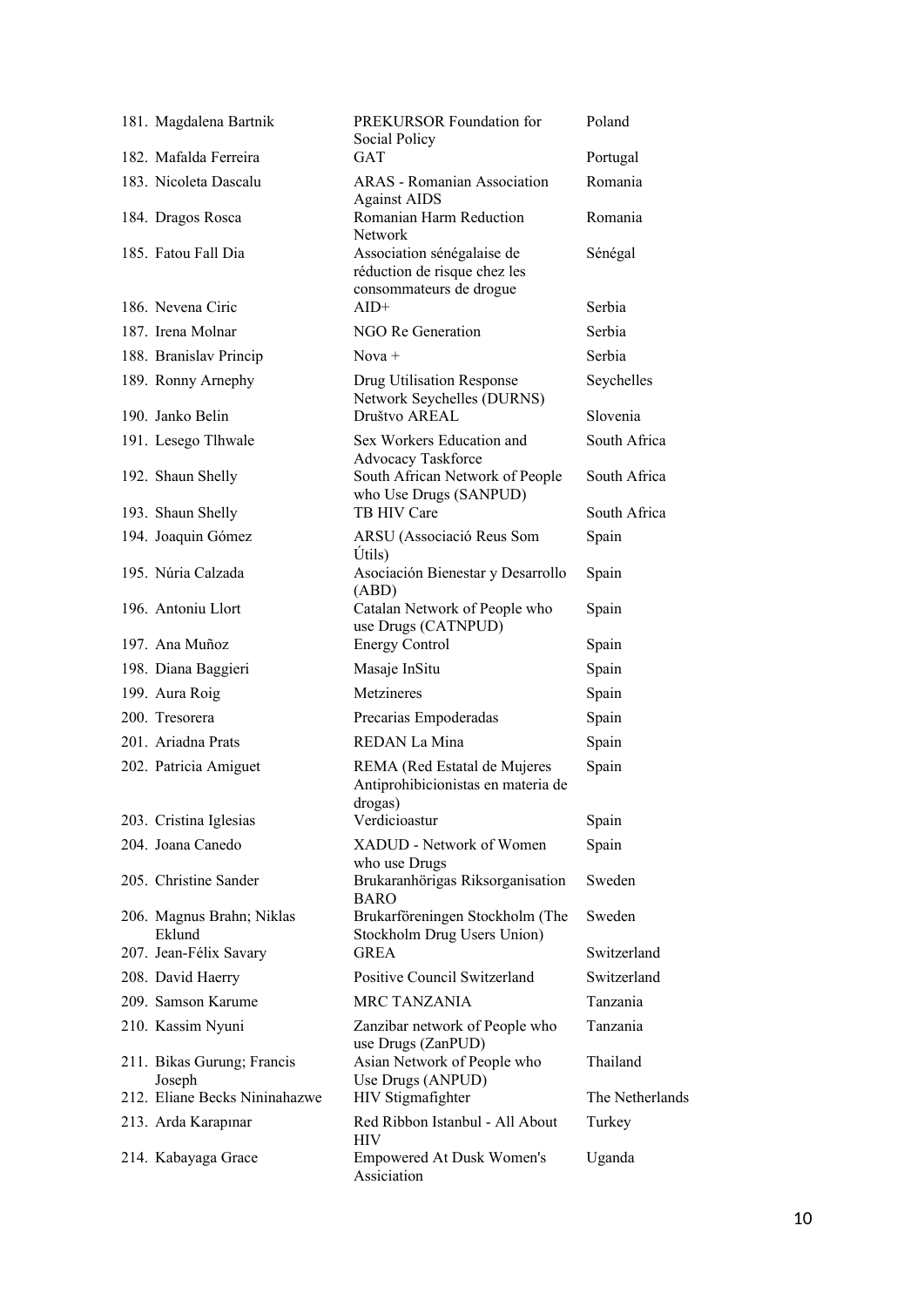| | | |
|---|---|---|
| 181. Magdalena Bartnik | PREKURSOR Foundation for Social Policy | Poland |
| 182. Mafalda Ferreira | GAT | Portugal |
| 183. Nicoleta Dascalu | ARAS - Romanian Association Against AIDS | Romania |
| 184. Dragos Rosca | Romanian Harm Reduction Network | Romania |
| 185. Fatou Fall Dia | Association sénégalaise de réduction de risque chez les consommateurs de drogue | Sénégal |
| 186. Nevena Ciric | AID+ | Serbia |
| 187. Irena Molnar | NGO Re Generation | Serbia |
| 188. Branislav Princip | Nova + | Serbia |
| 189. Ronny Arnephy | Drug Utilisation Response Network Seychelles (DURNS) | Seychelles |
| 190. Janko Belin | Društvo AREAL | Slovenia |
| 191. Lesego Tlhwale | Sex Workers Education and Advocacy Taskforce | South Africa |
| 192. Shaun Shelly | South African Network of People who Use Drugs (SANPUD) | South Africa |
| 193. Shaun Shelly | TB HIV Care | South Africa |
| 194. Joaquin Gómez | ARSU (Associació Reus Som Útils) | Spain |
| 195. Núria Calzada | Asociación Bienestar y Desarrollo (ABD) | Spain |
| 196. Antoniu Llort | Catalan Network of People who use Drugs (CATNPUD) | Spain |
| 197. Ana Muñoz | Energy Control | Spain |
| 198. Diana Baggieri | Masaje InSitu | Spain |
| 199. Aura Roig | Metzineres | Spain |
| 200. Tresorera | Precarias Empoderadas | Spain |
| 201. Ariadna Prats | REDAN La Mina | Spain |
| 202. Patricia Amiguet | REMA (Red Estatal de Mujeres Antiprohibicionistas en materia de drogas) | Spain |
| 203. Cristina Iglesias | Verdicioastur | Spain |
| 204. Joana Canedo | XADUD - Network of Women who use Drugs | Spain |
| 205. Christine Sander | Brukaranhörigas Riksorganisation BARO | Sweden |
| 206. Magnus Brahn; Niklas Eklund | Brukarföreningen Stockholm (The Stockholm Drug Users Union) | Sweden |
| 207. Jean-Félix Savary | GREA | Switzerland |
| 208. David Haerry | Positive Council Switzerland | Switzerland |
| 209. Samson Karume | MRC TANZANIA | Tanzania |
| 210. Kassim Nyuni | Zanzibar network of People who use Drugs (ZanPUD) | Tanzania |
| 211. Bikas Gurung; Francis Joseph | Asian Network of People who Use Drugs (ANPUD) | Thailand |
| 212. Eliane Becks Nininahazwe | HIV Stigmafighter | The Netherlands |
| 213. Arda Karapınar | Red Ribbon Istanbul - All About HIV | Turkey |
| 214. Kabayaga Grace | Empowered At Dusk Women's Asiciation | Uganda |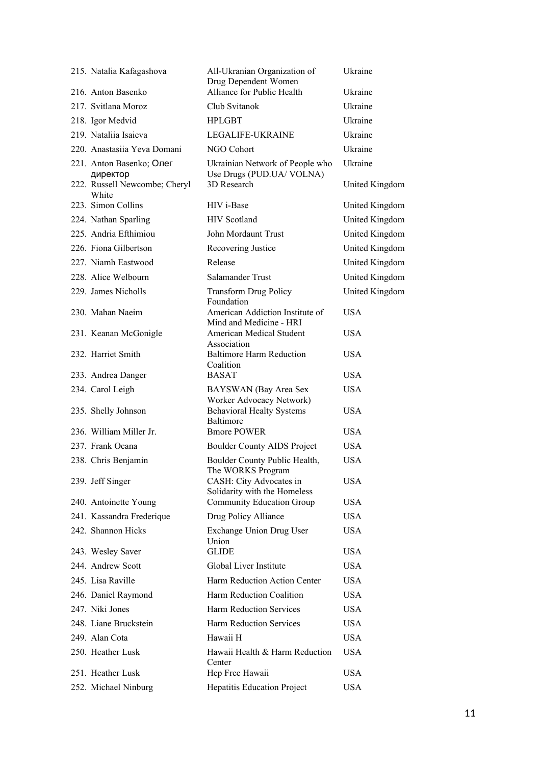| | | |
|---|---|---|
| 215. Natalia Kafagashova | All-Ukranian Organization of Drug Dependent Women | Ukraine |
| 216. Anton Basenko | Alliance for Public Health | Ukraine |
| 217. Svitlana Moroz | Club Svitanok | Ukraine |
| 218. Igor Medvid | HPLGBT | Ukraine |
| 219. Nataliia Isaieva | LEGALIFE-UKRAINE | Ukraine |
| 220. Anastasiia Yeva Domani | NGO Cohort | Ukraine |
| 221. Anton Basenko; Олег директор | Ukrainian Network of People who Use Drugs (PUD.UA/ VOLNA) | Ukraine |
| 222. Russell Newcombe; Cheryl White | 3D Research | United Kingdom |
| 223. Simon Collins | HIV i-Base | United Kingdom |
| 224. Nathan Sparling | HIV Scotland | United Kingdom |
| 225. Andria Efthimiou | John Mordaunt Trust | United Kingdom |
| 226. Fiona Gilbertson | Recovering Justice | United Kingdom |
| 227. Niamh Eastwood | Release | United Kingdom |
| 228. Alice Welbourn | Salamander Trust | United Kingdom |
| 229. James Nicholls | Transform Drug Policy Foundation | United Kingdom |
| 230. Mahan Naeim | American Addiction Institute of Mind and Medicine - HRI | USA |
| 231. Keanan McGonigle | American Medical Student Association | USA |
| 232. Harriet Smith | Baltimore Harm Reduction Coalition | USA |
| 233. Andrea Danger | BASAT | USA |
| 234. Carol Leigh | BAYSWAN (Bay Area Sex Worker Advocacy Network) | USA |
| 235. Shelly Johnson | Behavioral Healty Systems Baltimore | USA |
| 236. William Miller Jr. | Bmore POWER | USA |
| 237. Frank Ocana | Boulder County AIDS Project | USA |
| 238. Chris Benjamin | Boulder County Public Health, The WORKS Program | USA |
| 239. Jeff Singer | CASH: City Advocates in Solidarity with the Homeless | USA |
| 240. Antoinette Young | Community Education Group | USA |
| 241. Kassandra Frederique | Drug Policy Alliance | USA |
| 242. Shannon Hicks | Exchange Union Drug User Union | USA |
| 243. Wesley Saver | GLIDE | USA |
| 244. Andrew Scott | Global Liver Institute | USA |
| 245. Lisa Raville | Harm Reduction Action Center | USA |
| 246. Daniel Raymond | Harm Reduction Coalition | USA |
| 247. Niki Jones | Harm Reduction Services | USA |
| 248. Liane Bruckstein | Harm Reduction Services | USA |
| 249. Alan Cota | Hawaii H | USA |
| 250. Heather Lusk | Hawaii Health & Harm Reduction Center | USA |
| 251. Heather Lusk | Hep Free Hawaii | USA |
| 252. Michael Ninburg | Hepatitis Education Project | USA |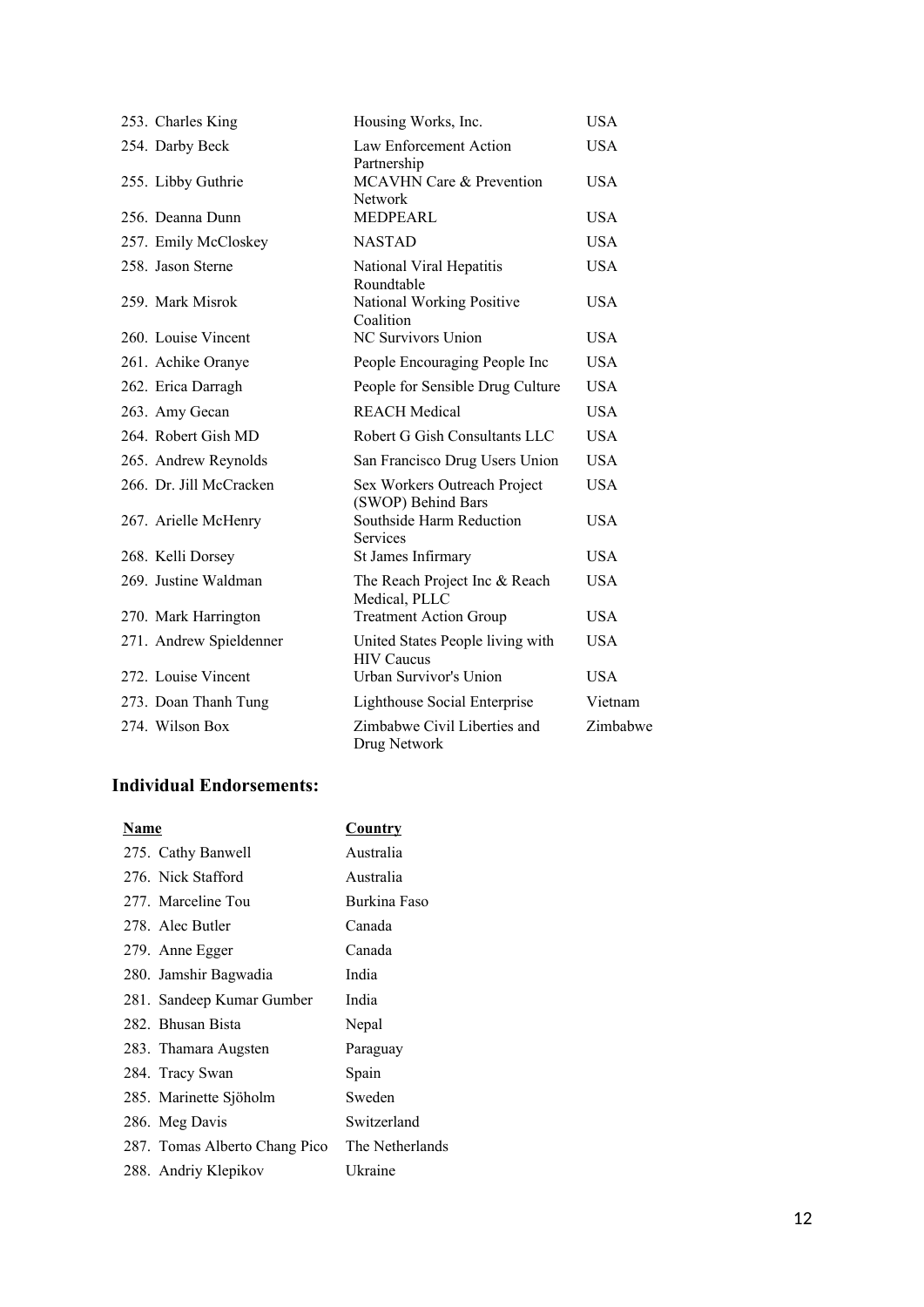| | | |
|---|---|---|
| 253. Charles King | Housing Works, Inc. | USA |
| 254. Darby Beck | Law Enforcement Action Partnership | USA |
| 255. Libby Guthrie | MCAVHN Care & Prevention Network | USA |
| 256. Deanna Dunn | MEDPEARL | USA |
| 257. Emily McCloskey | NASTAD | USA |
| 258. Jason Sterne | National Viral Hepatitis Roundtable | USA |
| 259. Mark Misrok | National Working Positive Coalition | USA |
| 260. Louise Vincent | NC Survivors Union | USA |
| 261. Achike Oranye | People Encouraging People Inc | USA |
| 262. Erica Darragh | People for Sensible Drug Culture | USA |
| 263. Amy Gecan | REACH Medical | USA |
| 264. Robert Gish MD | Robert G Gish Consultants LLC | USA |
| 265. Andrew Reynolds | San Francisco Drug Users Union | USA |
| 266. Dr. Jill McCracken | Sex Workers Outreach Project (SWOP) Behind Bars | USA |
| 267. Arielle McHenry | Southside Harm Reduction Services | USA |
| 268. Kelli Dorsey | St James Infirmary | USA |
| 269. Justine Waldman | The Reach Project Inc & Reach Medical, PLLC | USA |
| 270. Mark Harrington | Treatment Action Group | USA |
| 271. Andrew Spieldenner | United States People living with HIV Caucus | USA |
| 272. Louise Vincent | Urban Survivor's Union | USA |
| 273. Doan Thanh Tung | Lighthouse Social Enterprise | Vietnam |
| 274. Wilson Box | Zimbabwe Civil Liberties and Drug Network | Zimbabwe |

### Individual Endorsements:

| Name | Country |
|---|---|
| 275. Cathy Banwell | Australia |
| 276. Nick Stafford | Australia |
| 277. Marceline Tou | Burkina Faso |
| 278. Alec Butler | Canada |
| 279. Anne Egger | Canada |
| 280. Jamshir Bagwadia | India |
| 281. Sandeep Kumar Gumber | India |
| 282. Bhusan Bista | Nepal |
| 283. Thamara Augsten | Paraguay |
| 284. Tracy Swan | Spain |
| 285. Marinette Sjöholm | Sweden |
| 286. Meg Davis | Switzerland |
| 287. Tomas Alberto Chang Pico | The Netherlands |
| 288. Andriy Klepikov | Ukraine |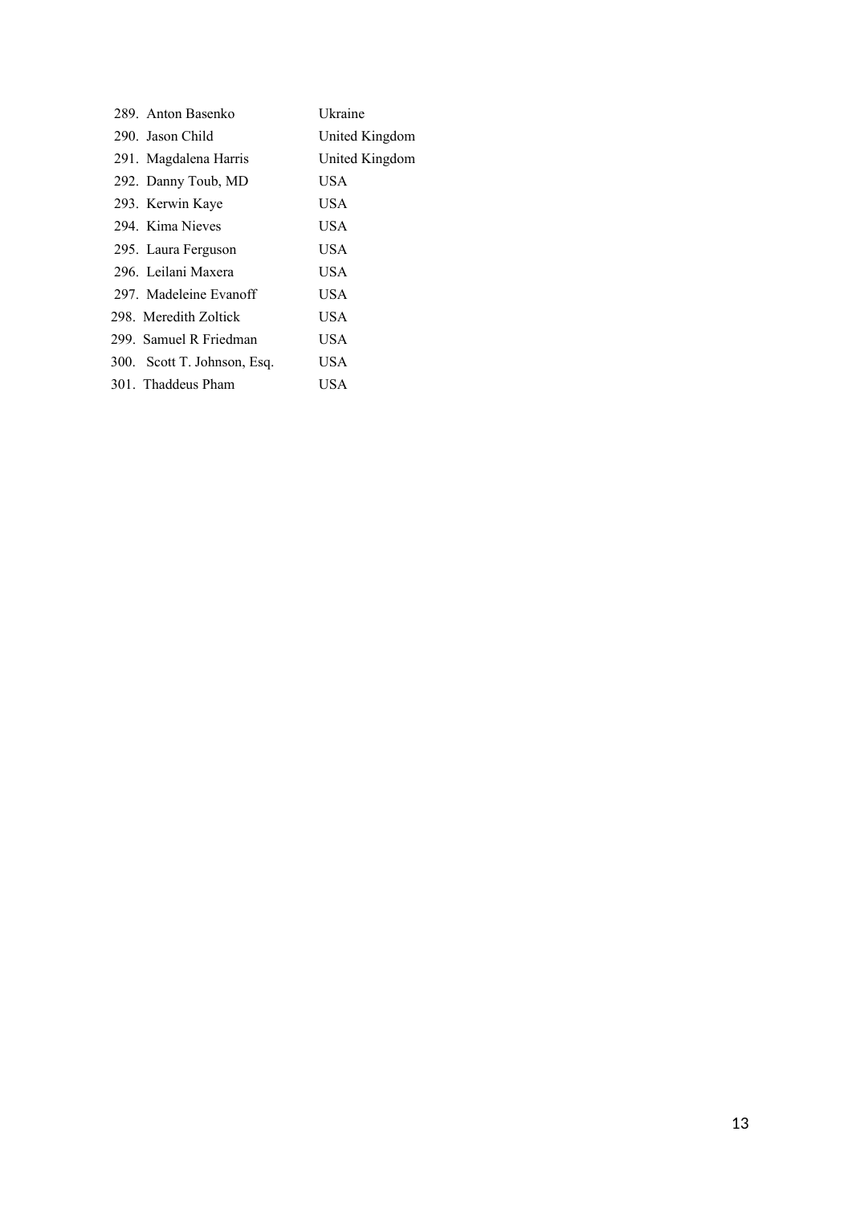| | |
|---|---|
| 289. Anton Basenko | Ukraine |
| 290. Jason Child | United Kingdom |
| 291. Magdalena Harris | United Kingdom |
| 292. Danny Toub, MD | USA |
| 293. Kerwin Kaye | USA |
| 294. Kima Nieves | USA |
| 295. Laura Ferguson | USA |
| 296. Leilani Maxera | USA |
| 297. Madeleine Evanoff | USA |
| 298. Meredith Zoltick | USA |
| 299. Samuel R Friedman | USA |
| 300. Scott T. Johnson, Esq. | USA |
| 301. Thaddeus Pham | USA |